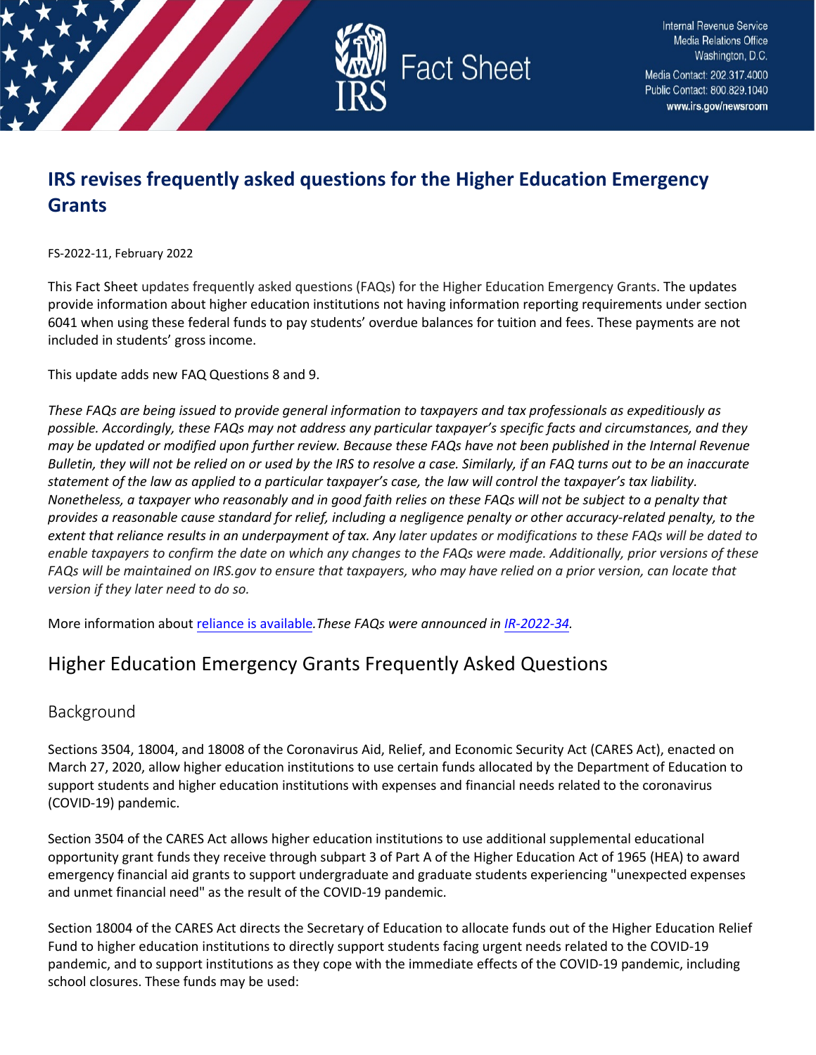# IRS revises frequently asked questions for the Higher Education Emergency Grants

FS-2022-11, February 2022

This Fact Sheet updates frequently asked questions (FAQs) for the Higher Education Emergency Grants. The updates provide information about higher education institutions not having information reporting requirements under section 6041 when using these federal funds to pay students' overdue balances for tuition and fees. These payments are not included in students' gross income.

This update adds new FAQ Questions 8 and 9.

*These FAQs are being issued to provide general information to taxpayers and tax professionals as expeditiously as possible. Accordingly, these FAQs may not address any particular taxpayer's specific facts and circumstances, and they may be updated or modified upon further review. Because these FAQs have not been published in the Internal Revenue Bulletin, they will not be relied on or used by the IRS to resolve a case. Similarly, if an FAQ turns out to be an inaccurate statement of the law as applied to a particular taxpayer's case, the law will control the taxpayer's tax liability. Nonetheless, a taxpayer who reasonably and in good faith relies on these FAQs will not be subject to a penalty that provides a reasonable cause standard for relief, including a negligence penalty or other accuracy-related penalty, to the extent that reliance results in an underpayment of tax. Any later updates or modifications to these FAQs will be dated to enable taxpayers to confirm the date on which any changes to the FAQs were made. Additionally, prior versions of these FAQs will be maintained on IRS.gov to ensure that taxpayers, who may have relied on a prior version, can locate that version if they later need to do so.*

More information about reliance is available. *These FAQs were announced in IR-2022-34.*

## Higher Education Emergency Grants Frequently Asked Questions

### Background

Sections 3504, 18004, and 18008 of the Coronavirus Aid, Relief, and Economic Security Act (CARES Act), enacted on March 27, 2020, allow higher education institutions to use certain funds allocated by the Department of Education to support students and higher education institutions with expenses and financial needs related to the coronavirus (COVID-19) pandemic.

Section 3504 of the CARES Act allows higher education institutions to use additional supplemental educational opportunity grant funds they receive through subpart 3 of Part A of the Higher Education Act of 1965 (HEA) to award emergency financial aid grants to support undergraduate and graduate students experiencing "unexpected expenses and unmet financial need" as the result of the COVID-19 pandemic.

Section 18004 of the CARES Act directs the Secretary of Education to allocate funds out of the Higher Education Relief Fund to higher education institutions to directly support students facing urgent needs related to the COVID-19 pandemic, and to support institutions as they cope with the immediate effects of the COVID-19 pandemic, including school closures. These funds may be used: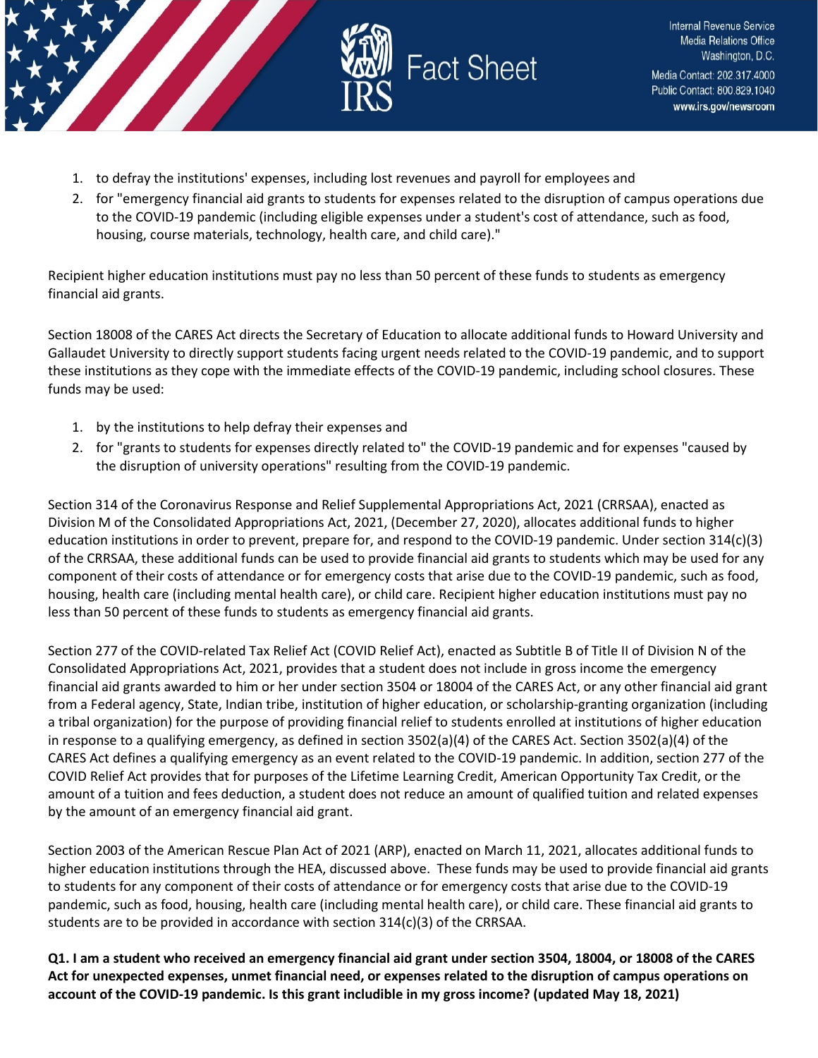1. to defray the institutions' expenses, including lost revenues and payroll for employees and
2. for "emergency financial aid grants to students for expenses related to the disruption of campus operations due to the COVID-19 pandemic (including eligible expenses under a student's cost of attendance, such as food, housing, course materials, technology, health care, and child care)."

Recipient higher education institutions must pay no less than 50 percent of these funds to students as emergency financial aid grants.

Section 18008 of the CARES Act directs the Secretary of Education to allocate additional funds to Howard University and Gallaudet University to directly support students facing urgent needs related to the COVID-19 pandemic, and to support these institutions as they cope with the immediate effects of the COVID-19 pandemic, including school closures. These funds may be used:

1. by the institutions to help defray their expenses and
2. for "grants to students for expenses directly related to" the COVID-19 pandemic and for expenses "caused by the disruption of university operations" resulting from the COVID-19 pandemic.

Section 314 of the Coronavirus Response and Relief Supplemental Appropriations Act, 2021 (CRRSAA), enacted as Division M of the Consolidated Appropriations Act, 2021, (December 27, 2020), allocates additional funds to higher education institutions in order to prevent, prepare for, and respond to the COVID-19 pandemic. Under section 314(c)(3) of the CRRSAA, these additional funds can be used to provide financial aid grants to students which may be used for any component of their costs of attendance or for emergency costs that arise due to the COVID-19 pandemic, such as food, housing, health care (including mental health care), or child care. Recipient higher education institutions must pay no less than 50 percent of these funds to students as emergency financial aid grants.

Section 277 of the COVID-related Tax Relief Act (COVID Relief Act), enacted as Subtitle B of Title II of Division N of the Consolidated Appropriations Act, 2021, provides that a student does not include in gross income the emergency financial aid grants awarded to him or her under section 3504 or 18004 of the CARES Act, or any other financial aid grant from a Federal agency, State, Indian tribe, institution of higher education, or scholarship-granting organization (including a tribal organization) for the purpose of providing financial relief to students enrolled at institutions of higher education in response to a qualifying emergency, as defined in section 3502(a)(4) of the CARES Act. Section 3502(a)(4) of the CARES Act defines a qualifying emergency as an event related to the COVID-19 pandemic. In addition, section 277 of the COVID Relief Act provides that for purposes of the Lifetime Learning Credit, American Opportunity Tax Credit, or the amount of a tuition and fees deduction, a student does not reduce an amount of qualified tuition and related expenses by the amount of an emergency financial aid grant.

Section 2003 of the American Rescue Plan Act of 2021 (ARP), enacted on March 11, 2021, allocates additional funds to higher education institutions through the HEA, discussed above. These funds may be used to provide financial aid grants to students for any component of their costs of attendance or for emergency costs that arise due to the COVID-19 pandemic, such as food, housing, health care (including mental health care), or child care. These financial aid grants to students are to be provided in accordance with section 314(c)(3) of the CRRSAA.

**Q1. I am a student who received an emergency financial aid grant under section 3504, 18004, or 18008 of the CARES Act for unexpected expenses, unmet financial need, or expenses related to the disruption of campus operations on account of the COVID-19 pandemic. Is this grant includible in my gross income? (updated May 18, 2021)**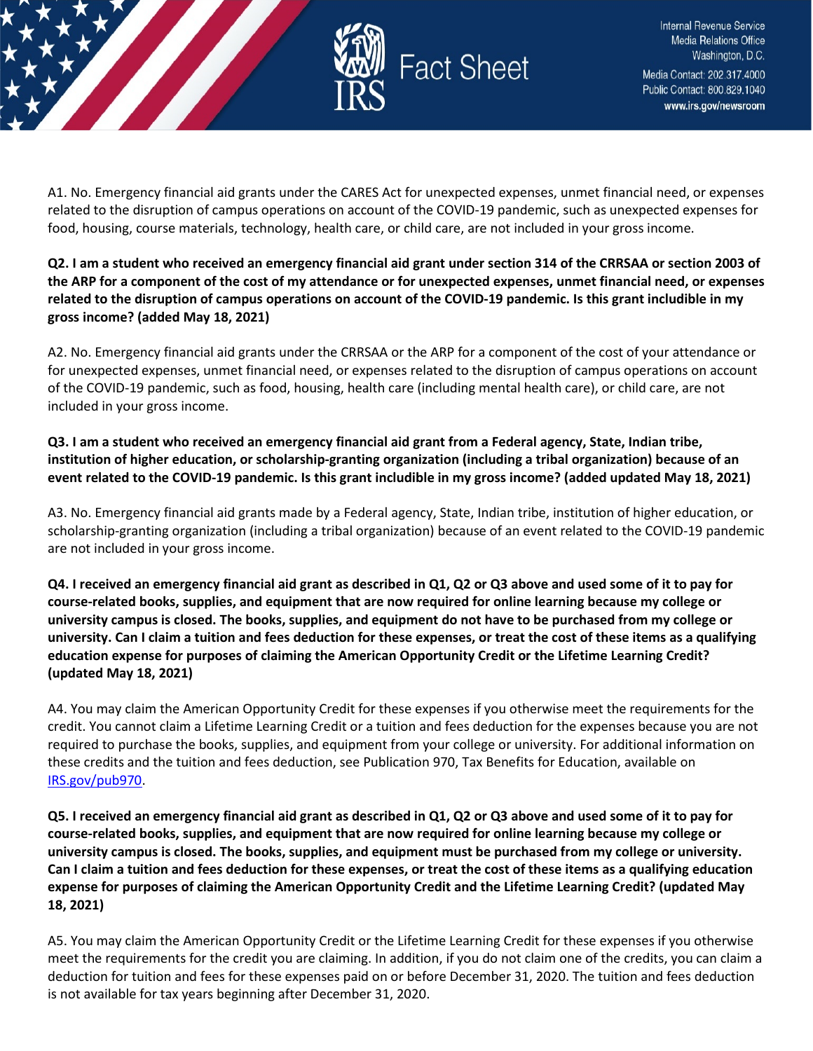A1. No. Emergency financial aid grants under the CARES Act for unexpected expenses, unmet financial need, or expenses related to the disruption of campus operations on account of the COVID-19 pandemic, such as unexpected expenses for food, housing, course materials, technology, health care, or child care, are not included in your gross income.

**Q2. I am a student who received an emergency financial aid grant under section 314 of the CRRSAA or section 2003 of the ARP for a component of the cost of my attendance or for unexpected expenses, unmet financial need, or expenses related to the disruption of campus operations on account of the COVID-19 pandemic. Is this grant includible in my gross income? (added May 18, 2021)**

A2. No. Emergency financial aid grants under the CRRSAA or the ARP for a component of the cost of your attendance or for unexpected expenses, unmet financial need, or expenses related to the disruption of campus operations on account of the COVID-19 pandemic, such as food, housing, health care (including mental health care), or child care, are not included in your gross income.

**Q3. I am a student who received an emergency financial aid grant from a Federal agency, State, Indian tribe, institution of higher education, or scholarship-granting organization (including a tribal organization) because of an event related to the COVID-19 pandemic. Is this grant includible in my gross income? (added updated May 18, 2021)**

A3. No. Emergency financial aid grants made by a Federal agency, State, Indian tribe, institution of higher education, or scholarship-granting organization (including a tribal organization) because of an event related to the COVID-19 pandemic are not included in your gross income.

**Q4. I received an emergency financial aid grant as described in Q1, Q2 or Q3 above and used some of it to pay for course-related books, supplies, and equipment that are now required for online learning because my college or university campus is closed. The books, supplies, and equipment do not have to be purchased from my college or university. Can I claim a tuition and fees deduction for these expenses, or treat the cost of these items as a qualifying education expense for purposes of claiming the American Opportunity Credit or the Lifetime Learning Credit? (updated May 18, 2021)**

A4. You may claim the American Opportunity Credit for these expenses if you otherwise meet the requirements for the credit. You cannot claim a Lifetime Learning Credit or a tuition and fees deduction for the expenses because you are not required to purchase the books, supplies, and equipment from your college or university. For additional information on these credits and the tuition and fees deduction, see Publication 970, Tax Benefits for Education, available on [IRS.gov/pub970](IRS.gov/pub970).

**Q5. I received an emergency financial aid grant as described in Q1, Q2 or Q3 above and used some of it to pay for course-related books, supplies, and equipment that are now required for online learning because my college or university campus is closed. The books, supplies, and equipment must be purchased from my college or university. Can I claim a tuition and fees deduction for these expenses, or treat the cost of these items as a qualifying education expense for purposes of claiming the American Opportunity Credit and the Lifetime Learning Credit? (updated May 18, 2021)**

A5. You may claim the American Opportunity Credit or the Lifetime Learning Credit for these expenses if you otherwise meet the requirements for the credit you are claiming. In addition, if you do not claim one of the credits, you can claim a deduction for tuition and fees for these expenses paid on or before December 31, 2020. The tuition and fees deduction is not available for tax years beginning after December 31, 2020.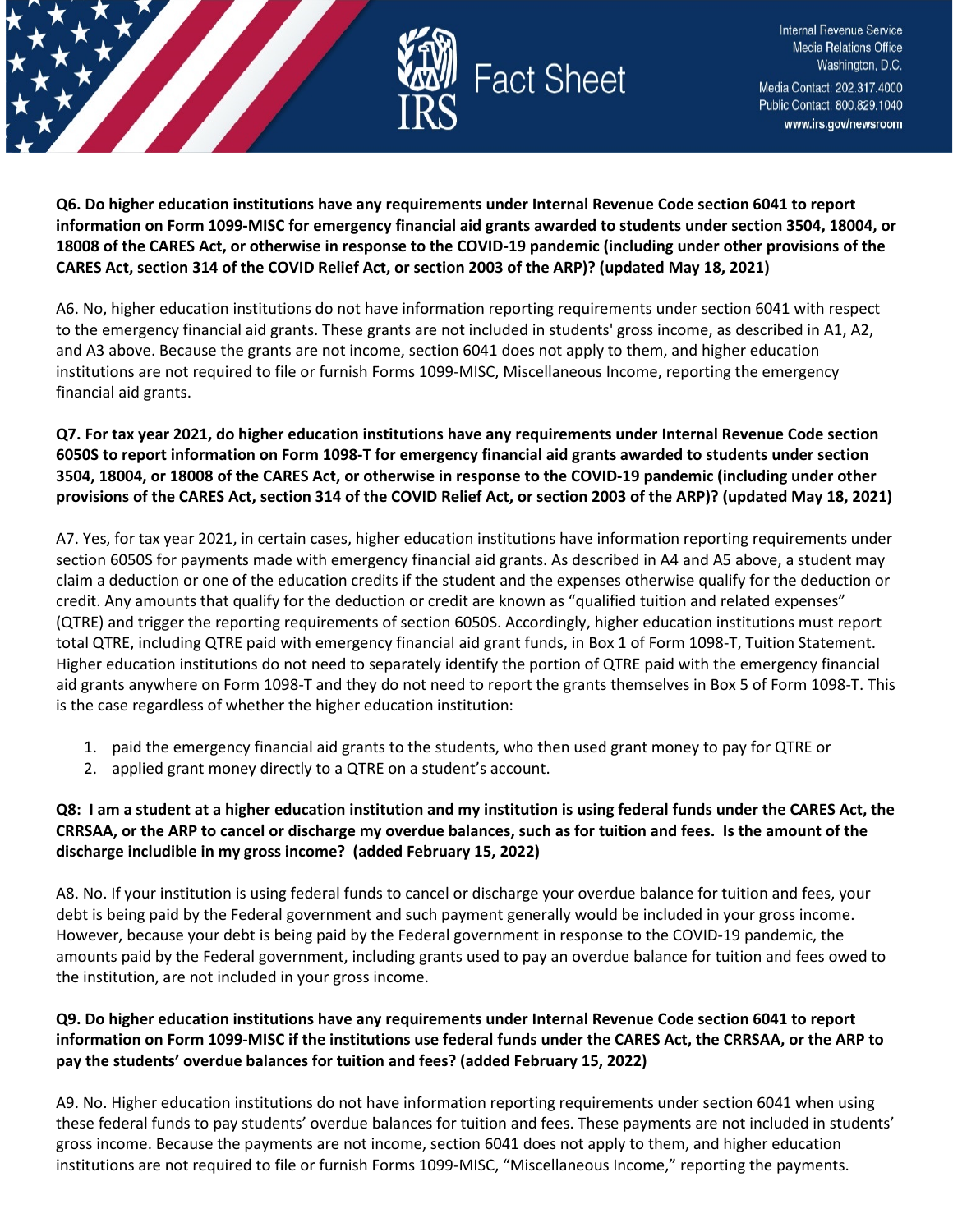**Q6. Do higher education institutions have any requirements under Internal Revenue Code section 6041 to report information on Form 1099-MISC for emergency financial aid grants awarded to students under section 3504, 18004, or 18008 of the CARES Act, or otherwise in response to the COVID-19 pandemic (including under other provisions of the CARES Act, section 314 of the COVID Relief Act, or section 2003 of the ARP)? (updated May 18, 2021)**

A6. No, higher education institutions do not have information reporting requirements under section 6041 with respect to the emergency financial aid grants. These grants are not included in students' gross income, as described in A1, A2, and A3 above. Because the grants are not income, section 6041 does not apply to them, and higher education institutions are not required to file or furnish Forms 1099-MISC, Miscellaneous Income, reporting the emergency financial aid grants.

**Q7. For tax year 2021, do higher education institutions have any requirements under Internal Revenue Code section 6050S to report information on Form 1098-T for emergency financial aid grants awarded to students under section 3504, 18004, or 18008 of the CARES Act, or otherwise in response to the COVID-19 pandemic (including under other provisions of the CARES Act, section 314 of the COVID Relief Act, or section 2003 of the ARP)? (updated May 18, 2021)**

A7. Yes, for tax year 2021, in certain cases, higher education institutions have information reporting requirements under section 6050S for payments made with emergency financial aid grants. As described in A4 and A5 above, a student may claim a deduction or one of the education credits if the student and the expenses otherwise qualify for the deduction or credit. Any amounts that qualify for the deduction or credit are known as "qualified tuition and related expenses" (QTRE) and trigger the reporting requirements of section 6050S. Accordingly, higher education institutions must report total QTRE, including QTRE paid with emergency financial aid grant funds, in Box 1 of Form 1098-T, Tuition Statement. Higher education institutions do not need to separately identify the portion of QTRE paid with the emergency financial aid grants anywhere on Form 1098-T and they do not need to report the grants themselves in Box 5 of Form 1098-T. This is the case regardless of whether the higher education institution:

1. paid the emergency financial aid grants to the students, who then used grant money to pay for QTRE or
2. applied grant money directly to a QTRE on a student's account.

**Q8: I am a student at a higher education institution and my institution is using federal funds under the CARES Act, the CRRSAA, or the ARP to cancel or discharge my overdue balances, such as for tuition and fees. Is the amount of the discharge includible in my gross income? (added February 15, 2022)**

A8. No. If your institution is using federal funds to cancel or discharge your overdue balance for tuition and fees, your debt is being paid by the Federal government and such payment generally would be included in your gross income. However, because your debt is being paid by the Federal government in response to the COVID-19 pandemic, the amounts paid by the Federal government, including grants used to pay an overdue balance for tuition and fees owed to the institution, are not included in your gross income.

**Q9. Do higher education institutions have any requirements under Internal Revenue Code section 6041 to report information on Form 1099-MISC if the institutions use federal funds under the CARES Act, the CRRSAA, or the ARP to pay the students' overdue balances for tuition and fees? (added February 15, 2022)**

A9. No. Higher education institutions do not have information reporting requirements under section 6041 when using these federal funds to pay students' overdue balances for tuition and fees. These payments are not included in students' gross income. Because the payments are not income, section 6041 does not apply to them, and higher education institutions are not required to file or furnish Forms 1099-MISC, "Miscellaneous Income," reporting the payments.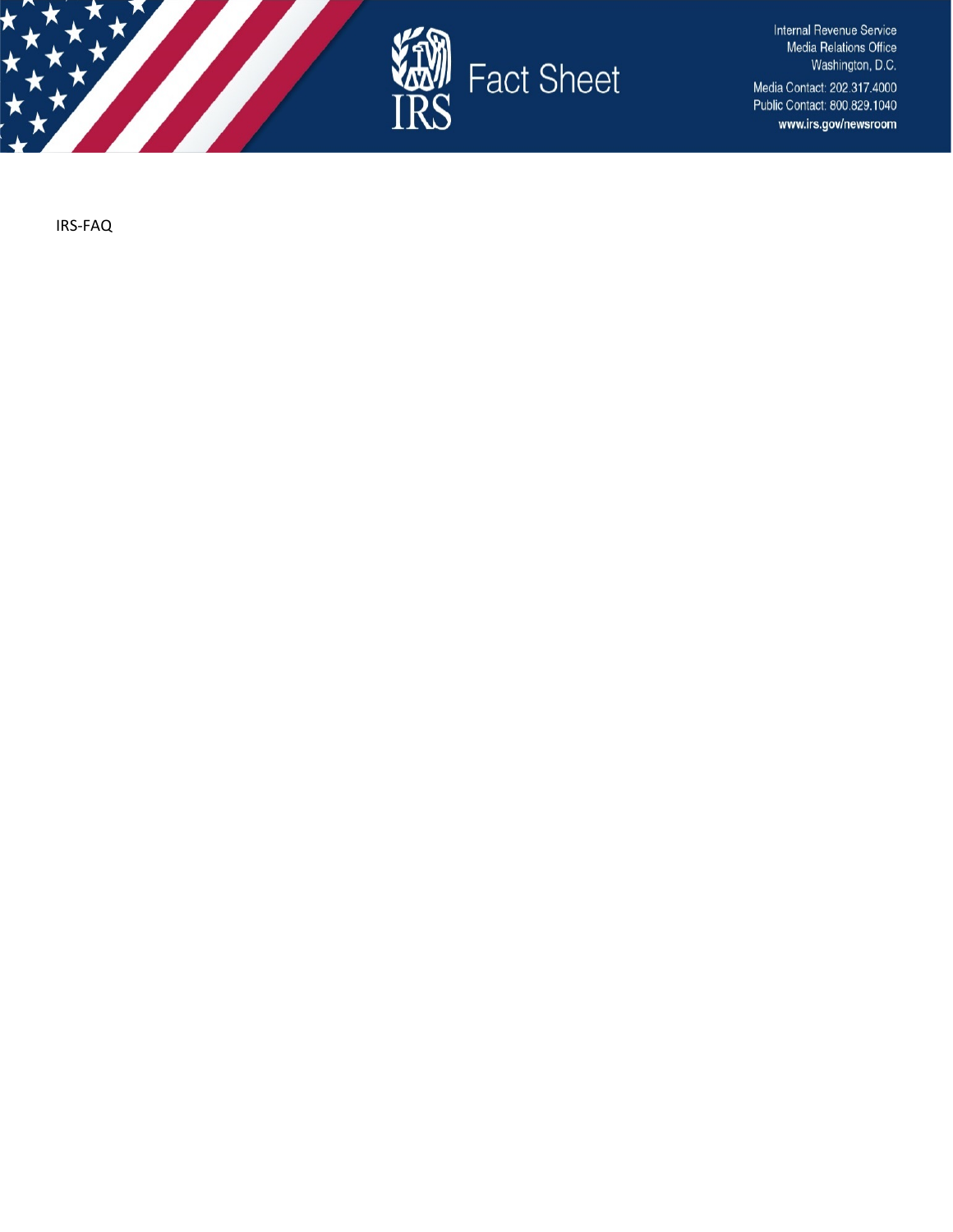IRS-FAQ